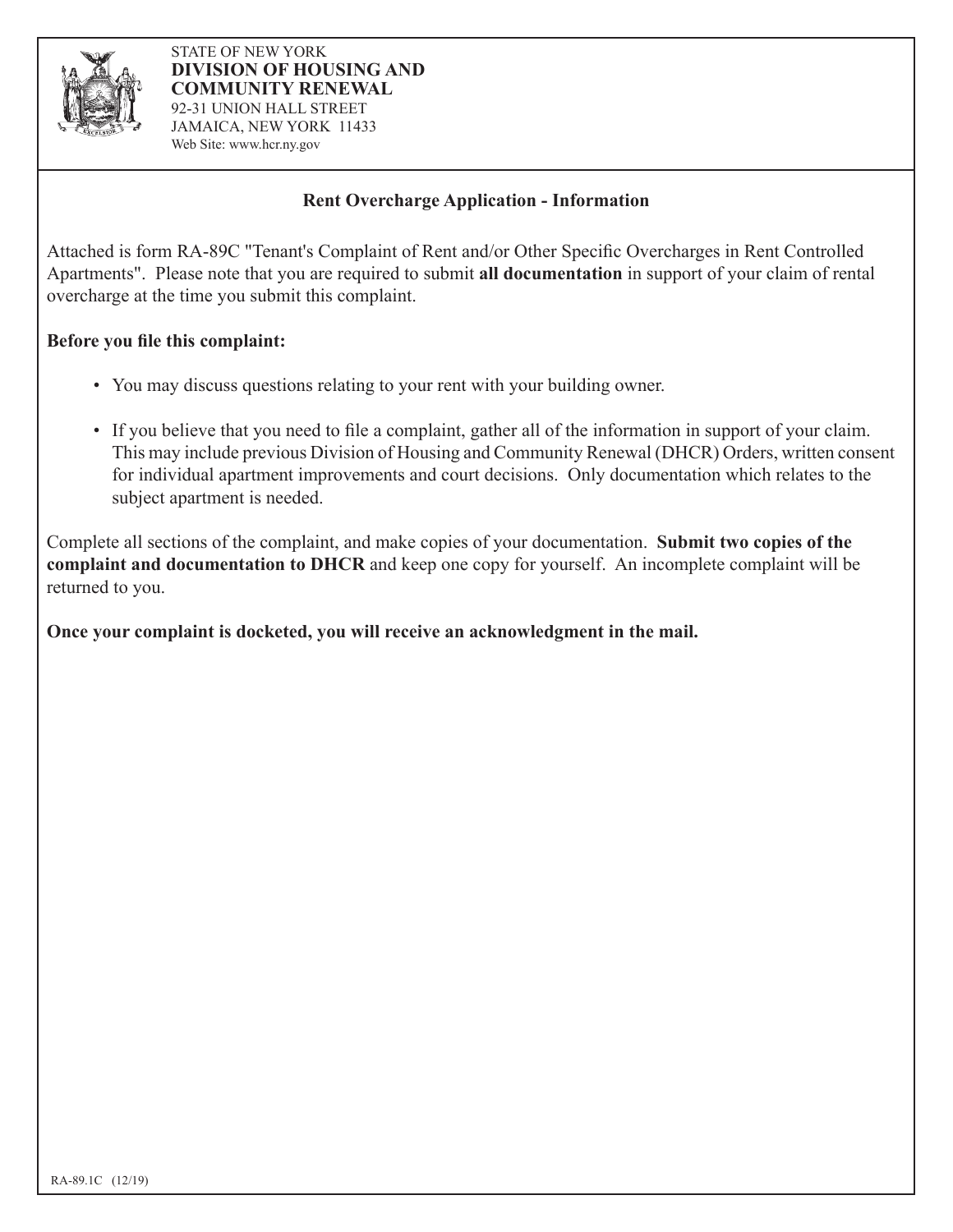STATE OF NEW YORK
**DIVISION OF HOUSING AND COMMUNITY RENEWAL**
92-31 UNION HALL STREET
JAMAICA, NEW YORK 11433
Web Site: www.hcr.ny.gov

## Rent Overcharge Application - Information

Attached is form RA-89C "Tenant's Complaint of Rent and/or Other Specific Overcharges in Rent Controlled Apartments". Please note that you are required to submit **all documentation** in support of your claim of rental overcharge at the time you submit this complaint.

**Before you file this complaint:**

- You may discuss questions relating to your rent with your building owner.
- If you believe that you need to file a complaint, gather all of the information in support of your claim. This may include previous Division of Housing and Community Renewal (DHCR) Orders, written consent for individual apartment improvements and court decisions. Only documentation which relates to the subject apartment is needed.

Complete all sections of the complaint, and make copies of your documentation. **Submit two copies of the complaint and documentation to DHCR** and keep one copy for yourself. An incomplete complaint will be returned to you.

**Once your complaint is docketed, you will receive an acknowledgment in the mail.**

RA-89.1C (12/19)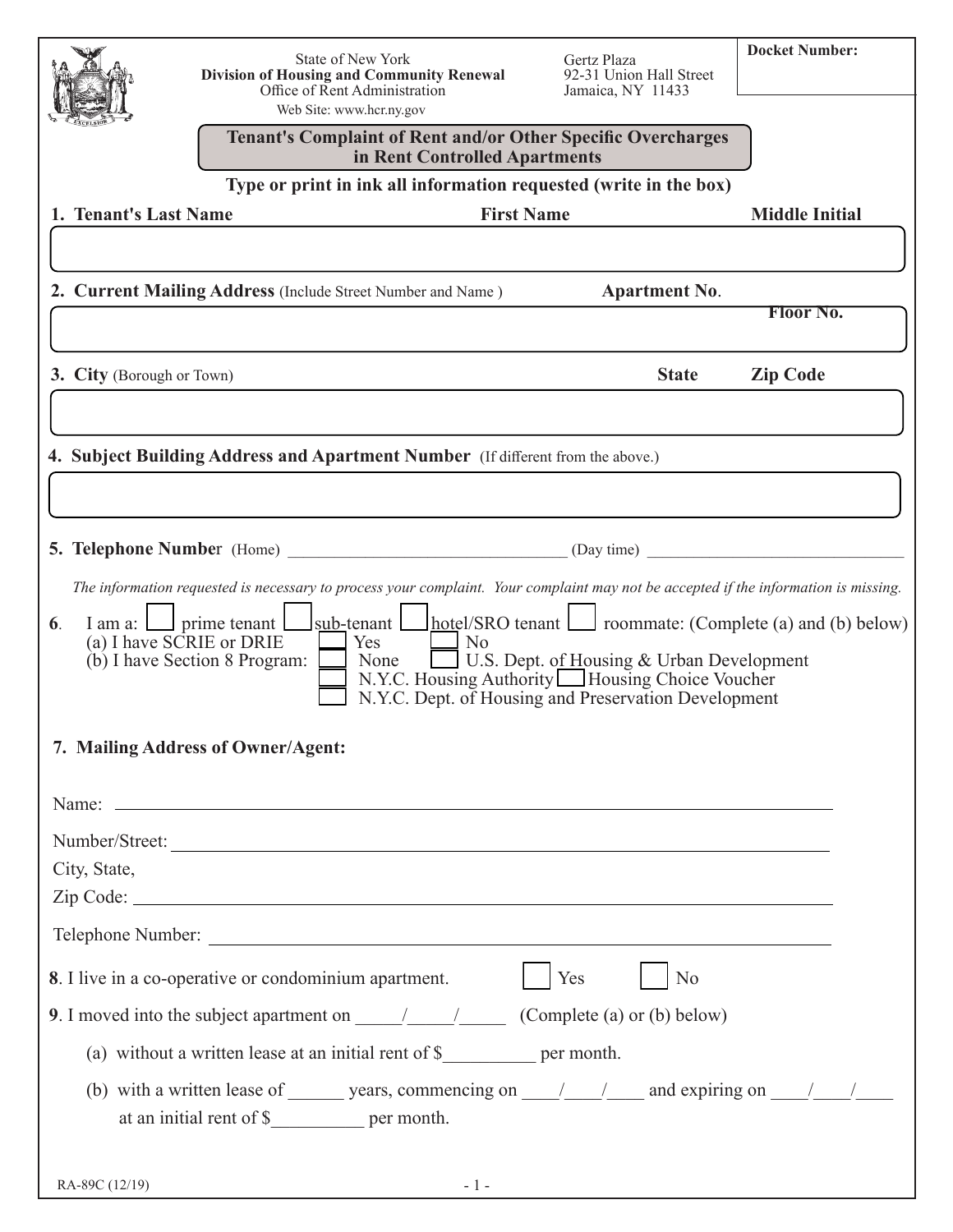State of New York
**Division of Housing and Community Renewal**
Office of Rent Administration
Web Site: www.hcr.ny.gov

Gertz Plaza
92-31 Union Hall Street
Jamaica, NY 11433

**Docket Number:**

## Tenant's Complaint of Rent and/or Other Specific Overcharges in Rent Controlled Apartments

**Type or print in ink all information requested (write in the box)**

**1. Tenant's Last Name** **First Name** **Middle Initial**

**2. Current Mailing Address** (Include Street Number and Name) **Apartment No.** **Floor No.**

**3. City** (Borough or Town) **State** **Zip Code**

**4. Subject Building Address and Apartment Number** (If different from the above.)

**5. Telephone Number** (Home) ________________________________ (Day time) ________________________________

*The information requested is necessary to process your complaint. Your complaint may not be accepted if the information is missing.*

**6**. I am a: ☐ prime tenant ☐ sub-tenant ☐ hotel/SRO tenant ☐ roommate: (Complete (a) and (b) below)
(a) I have SCRIE or DRIE ☐ Yes ☐ No
(b) I have Section 8 Program: ☐ None ☐ U.S. Dept. of Housing & Urban Development
☐ N.Y.C. Housing Authority ☐ Housing Choice Voucher
☐ N.Y.C. Dept. of Housing and Preservation Development

**7. Mailing Address of Owner/Agent:**

Name: ________________________________________________

Number/Street: ________________________________________________

City, State,
Zip Code: ________________________________________________

Telephone Number: ________________________________________________

**8**. I live in a co-operative or condominium apartment. ☐ Yes ☐ No

**9**. I moved into the subject apartment on _____/_____/_____ (Complete (a) or (b) below)

(a) without a written lease at an initial rent of $__________ per month.

(b) with a written lease of ______ years, commencing on ____/____/____ and expiring on ____/____/____ at an initial rent of $__________ per month.

RA-89C (12/19)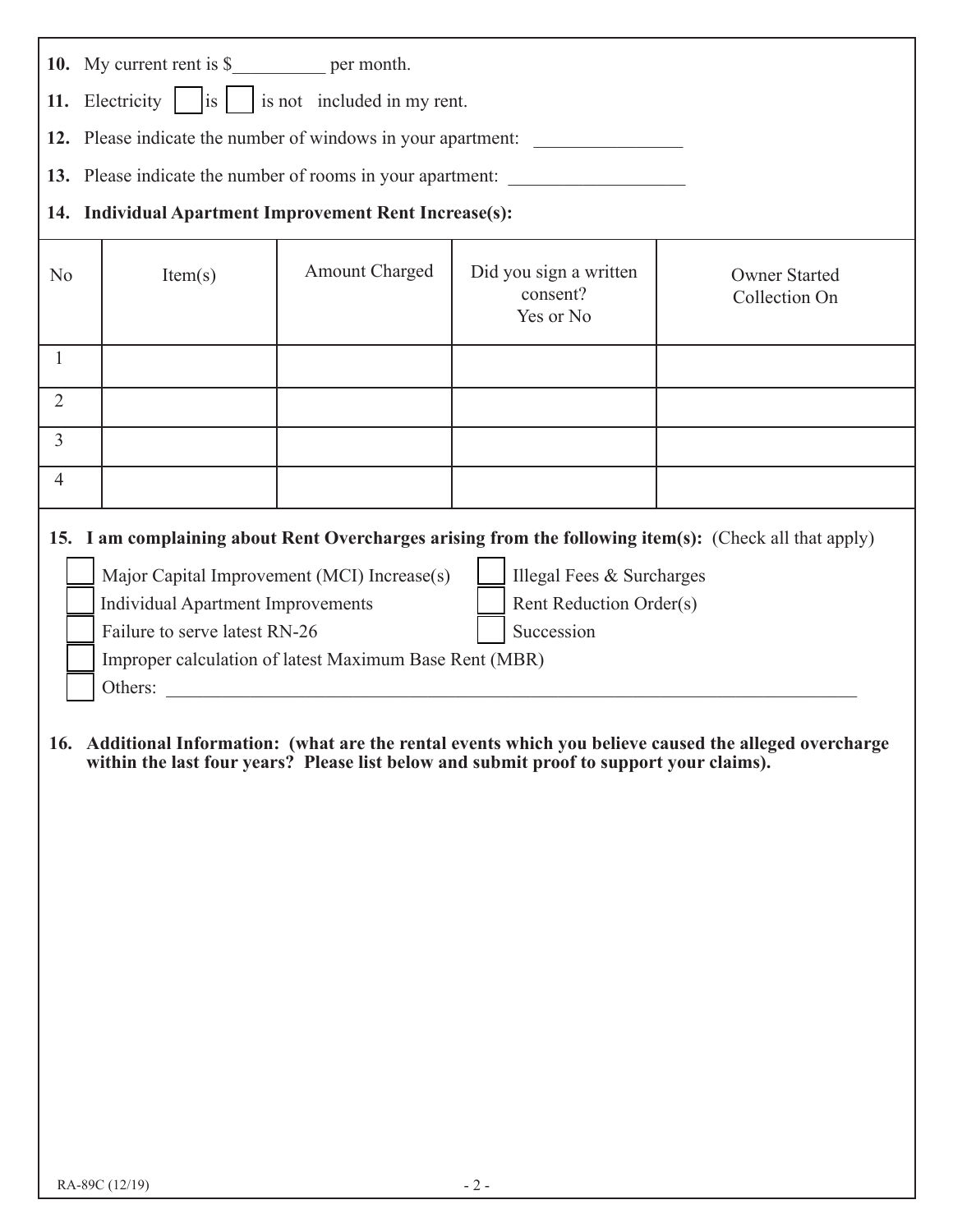**10.** My current rent is $__________ per month.

**11.** Electricity ☐ is ☐ is not included in my rent.

**12.** Please indicate the number of windows in your apartment: _______________

**13.** Please indicate the number of rooms in your apartment: __________________

**14. Individual Apartment Improvement Rent Increase(s):**

| No | Item(s) | Amount Charged | Did you sign a written consent? Yes or No | Owner Started Collection On |
|---|---|---|---|---|
| 1 | | | | |
| 2 | | | | |
| 3 | | | | |
| 4 | | | | |

**15. I am complaining about Rent Overcharges arising from the following item(s):** (Check all that apply)

☐ Major Capital Improvement (MCI) Increase(s)
☐ Illegal Fees & Surcharges
☐ Individual Apartment Improvements
☐ Rent Reduction Order(s)
☐ Failure to serve latest RN-26
☐ Succession
☐ Improper calculation of latest Maximum Base Rent (MBR)
☐ Others: ______________________________________________________________________

**16. Additional Information: (what are the rental events which you believe caused the alleged overcharge within the last four years? Please list below and submit proof to support your claims).**

RA-89C (12/19)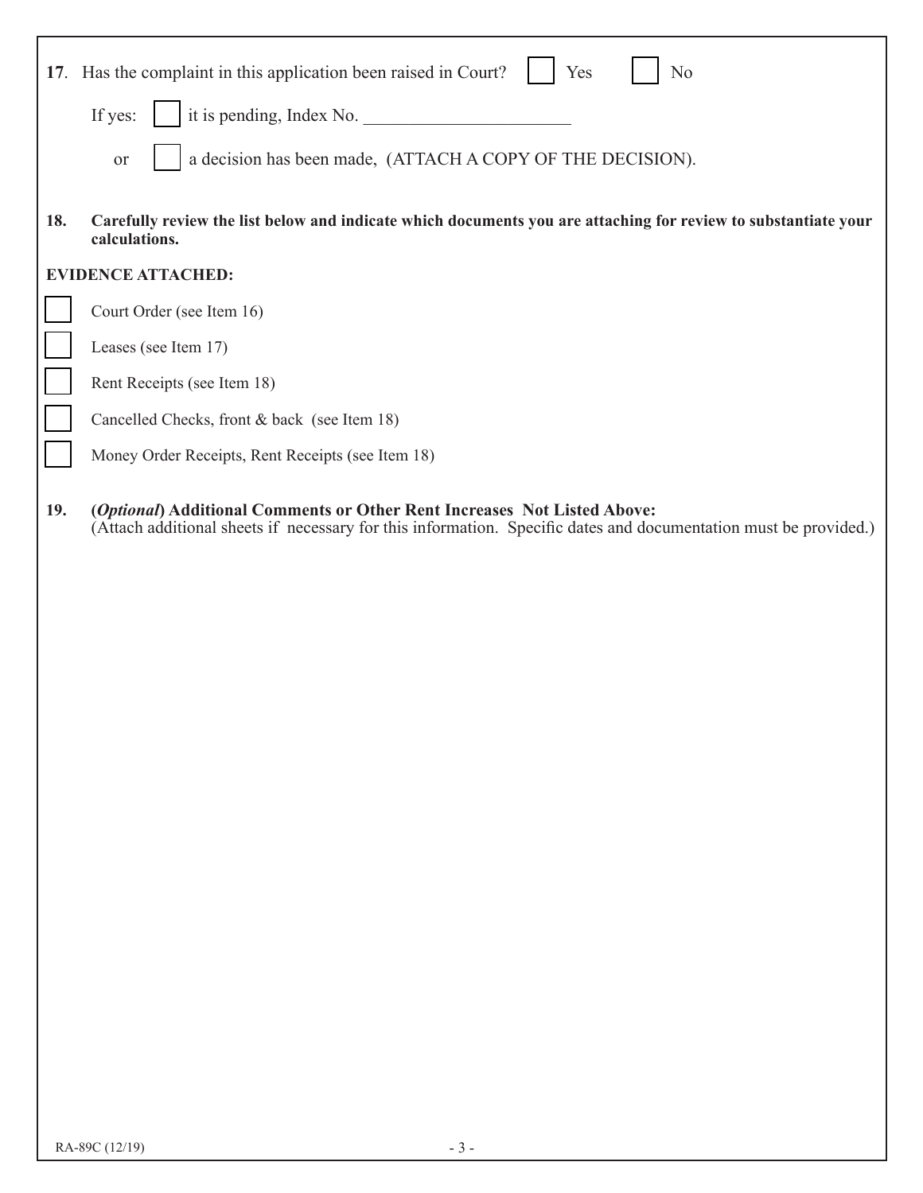**17**. Has the complaint in this application been raised in Court? ☐ Yes ☐ No

If yes: ☐ it is pending, Index No. _______________________

or ☐ a decision has been made, (ATTACH A COPY OF THE DECISION).

**18. Carefully review the list below and indicate which documents you are attaching for review to substantiate your calculations.**

**EVIDENCE ATTACHED:**

☐ Court Order (see Item 16)

☐ Leases (see Item 17)

☐ Rent Receipts (see Item 18)

☐ Cancelled Checks, front & back (see Item 18)

☐ Money Order Receipts, Rent Receipts (see Item 18)

**19. (*Optional*) Additional Comments or Other Rent Increases Not Listed Above:**
(Attach additional sheets if necessary for this information. Specific dates and documentation must be provided.)

RA-89C (12/19)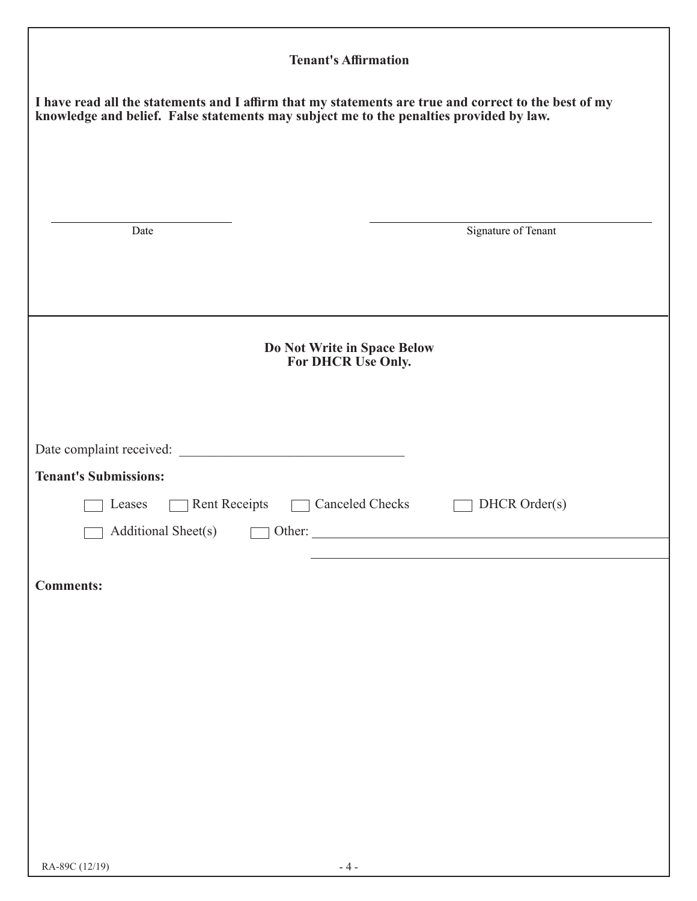## Tenant's Affirmation

**I have read all the statements and I affirm that my statements are true and correct to the best of my knowledge and belief. False statements may subject me to the penalties provided by law.**

\_\_\_\_\_\_\_\_\_\_\_\_\_\_\_\_\_\_\_\_\_\_\_\_\_\_\_\_\_\_ \_\_\_\_\_\_\_\_\_\_\_\_\_\_\_\_\_\_\_\_\_\_\_\_\_\_\_\_\_\_\_\_\_\_\_\_\_\_\_\_
Date Signature of Tenant

**Do Not Write in Space Below**
**For DHCR Use Only.**

Date complaint received: \_\_\_\_\_\_\_\_\_\_\_\_\_\_\_\_\_\_\_\_\_\_\_\_\_\_\_\_\_\_

**Tenant's Submissions:**

☐ Leases ☐ Rent Receipts ☐ Canceled Checks ☐ DHCR Order(s)

☐ Additional Sheet(s) ☐ Other: \_\_\_\_\_\_\_\_\_\_\_\_\_\_\_\_\_\_\_\_\_\_\_\_\_\_\_\_\_\_\_\_\_\_\_\_\_\_\_\_\_\_\_\_\_\_\_\_

**Comments:**

RA-89C (12/19)